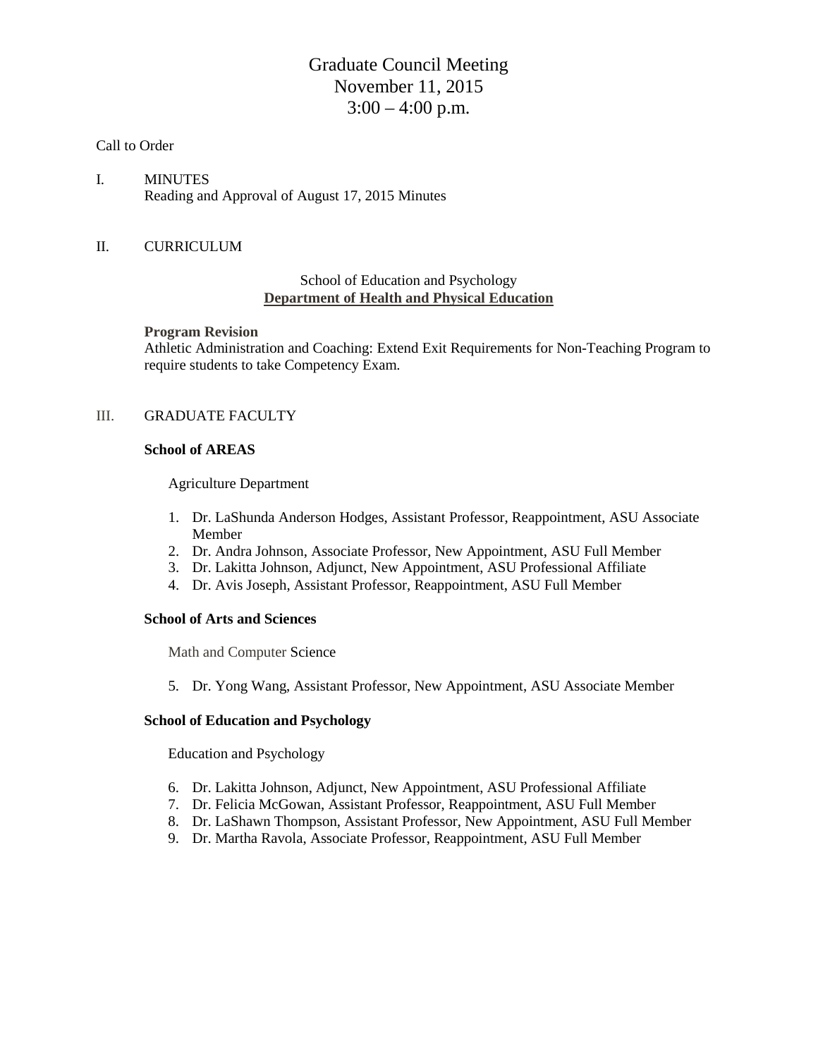# Graduate Council Meeting
# November 11, 2015
# 3:00 – 4:00 p.m.

Call to Order

I. MINUTES
Reading and Approval of August 17, 2015 Minutes

II. CURRICULUM

School of Education and Psychology
**Department of Health and Physical Education**

**Program Revision**
Athletic Administration and Coaching: Extend Exit Requirements for Non-Teaching Program to require students to take Competency Exam.

III. GRADUATE FACULTY

**School of AREAS**

Agriculture Department

1. Dr. LaShunda Anderson Hodges, Assistant Professor, Reappointment, ASU Associate Member
2. Dr. Andra Johnson, Associate Professor, New Appointment, ASU Full Member
3. Dr. Lakitta Johnson, Adjunct, New Appointment, ASU Professional Affiliate
4. Dr. Avis Joseph, Assistant Professor, Reappointment, ASU Full Member

**School of Arts and Sciences**

Math and Computer Science

5. Dr. Yong Wang, Assistant Professor, New Appointment, ASU Associate Member

**School of Education and Psychology**

Education and Psychology

6. Dr. Lakitta Johnson, Adjunct, New Appointment, ASU Professional Affiliate
7. Dr. Felicia McGowan, Assistant Professor, Reappointment, ASU Full Member
8. Dr. LaShawn Thompson, Assistant Professor, New Appointment, ASU Full Member
9. Dr. Martha Ravola, Associate Professor, Reappointment, ASU Full Member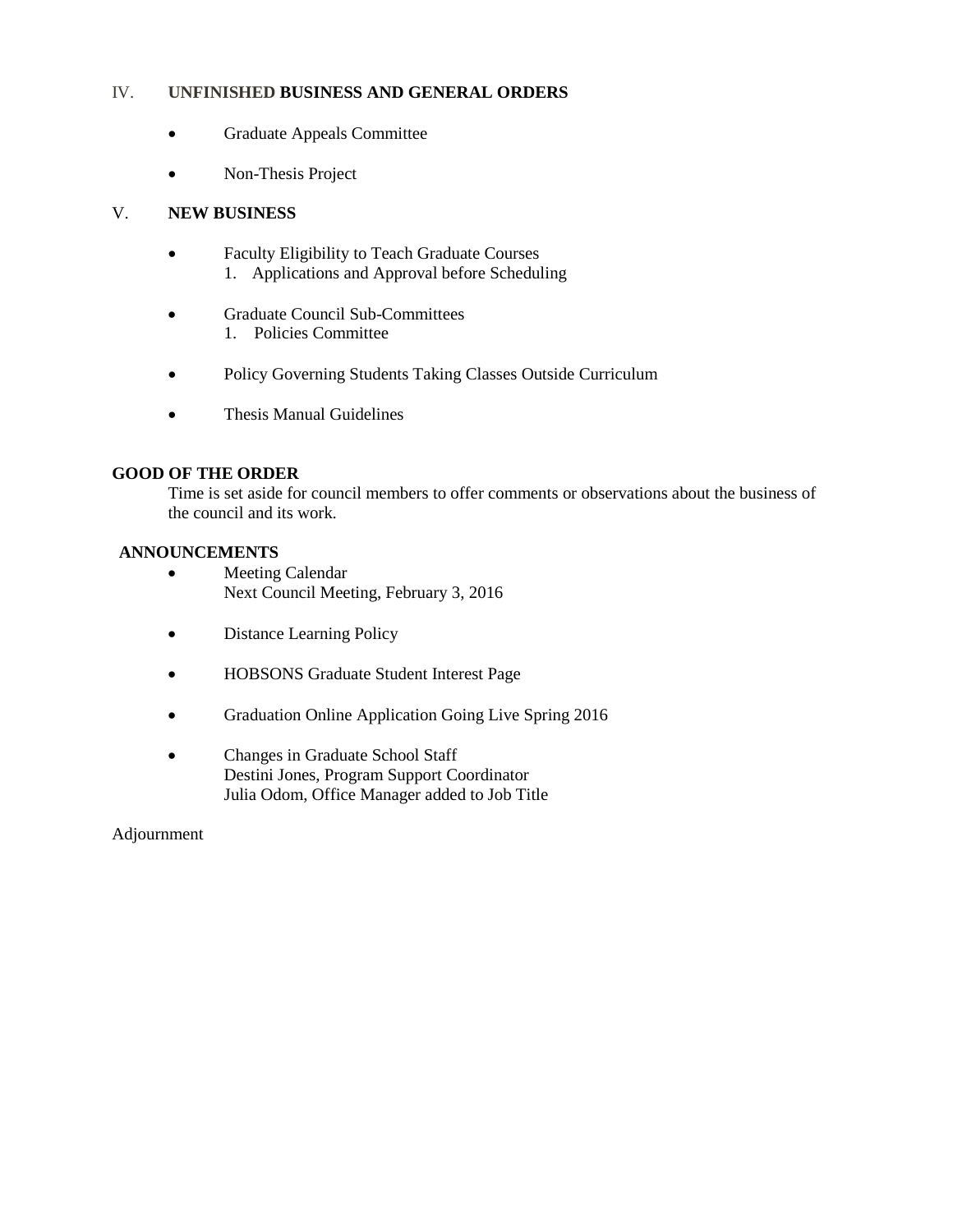IV. **UNFINISHED BUSINESS AND GENERAL ORDERS**

- Graduate Appeals Committee
- Non-Thesis Project

V. **NEW BUSINESS**

- Faculty Eligibility to Teach Graduate Courses
  1. Applications and Approval before Scheduling
- Graduate Council Sub-Committees
  1. Policies Committee
- Policy Governing Students Taking Classes Outside Curriculum
- Thesis Manual Guidelines

**GOOD OF THE ORDER**

Time is set aside for council members to offer comments or observations about the business of the council and its work.

**ANNOUNCEMENTS**

- Meeting Calendar
  Next Council Meeting, February 3, 2016
- Distance Learning Policy
- HOBSONS Graduate Student Interest Page
- Graduation Online Application Going Live Spring 2016
- Changes in Graduate School Staff
  Destini Jones, Program Support Coordinator
  Julia Odom, Office Manager added to Job Title

Adjournment